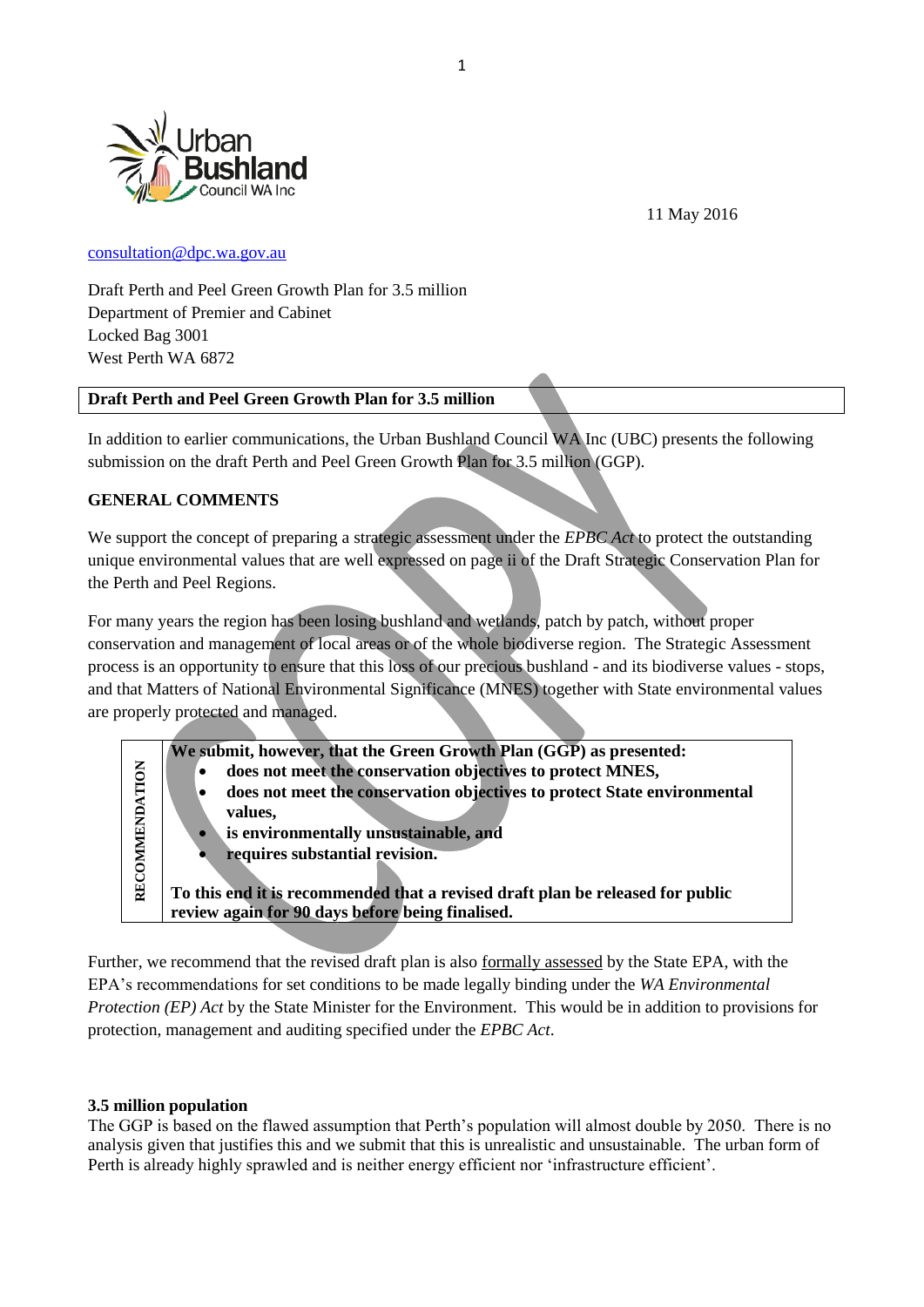Urban Bushland Council WA Inc

11 May 2016

[consultation@dpc.wa.gov.au](mailto:consultation@dpc.wa.gov.au)

Draft Perth and Peel Green Growth Plan for 3.5 million
Department of Premier and Cabinet
Locked Bag 3001
West Perth WA 6872

**Draft Perth and Peel Green Growth Plan for 3.5 million**

In addition to earlier communications, the Urban Bushland Council WA Inc (UBC) presents the following submission on the draft Perth and Peel Green Growth Plan for 3.5 million (GGP).

## GENERAL COMMENTS

We support the concept of preparing a strategic assessment under the *EPBC Act* to protect the outstanding unique environmental values that are well expressed on page ii of the Draft Strategic Conservation Plan for the Perth and Peel Regions.

For many years the region has been losing bushland and wetlands, patch by patch, without proper conservation and management of local areas or of the whole biodiverse region. The Strategic Assessment process is an opportunity to ensure that this loss of our precious bushland - and its biodiverse values - stops, and that Matters of National Environmental Significance (MNES) together with State environmental values are properly protected and managed.

| RECOMMENDATION | **We submit, however, that the Green Growth Plan (GGP) as presented:**<br>• **does not meet the conservation objectives to protect MNES,**<br>• **does not meet the conservation objectives to protect State environmental values,**<br>• **is environmentally unsustainable, and**<br>• **requires substantial revision.**<br><br>**To this end it is recommended that a revised draft plan be released for public review again for 90 days before being finalised.** |
|---|---|

Further, we recommend that the revised draft plan is also formally assessed by the State EPA, with the EPA's recommendations for set conditions to be made legally binding under the *WA Environmental Protection (EP) Act* by the State Minister for the Environment. This would be in addition to provisions for protection, management and auditing specified under the *EPBC Act*.

### 3.5 million population

The GGP is based on the flawed assumption that Perth's population will almost double by 2050. There is no analysis given that justifies this and we submit that this is unrealistic and unsustainable. The urban form of Perth is already highly sprawled and is neither energy efficient nor 'infrastructure efficient'.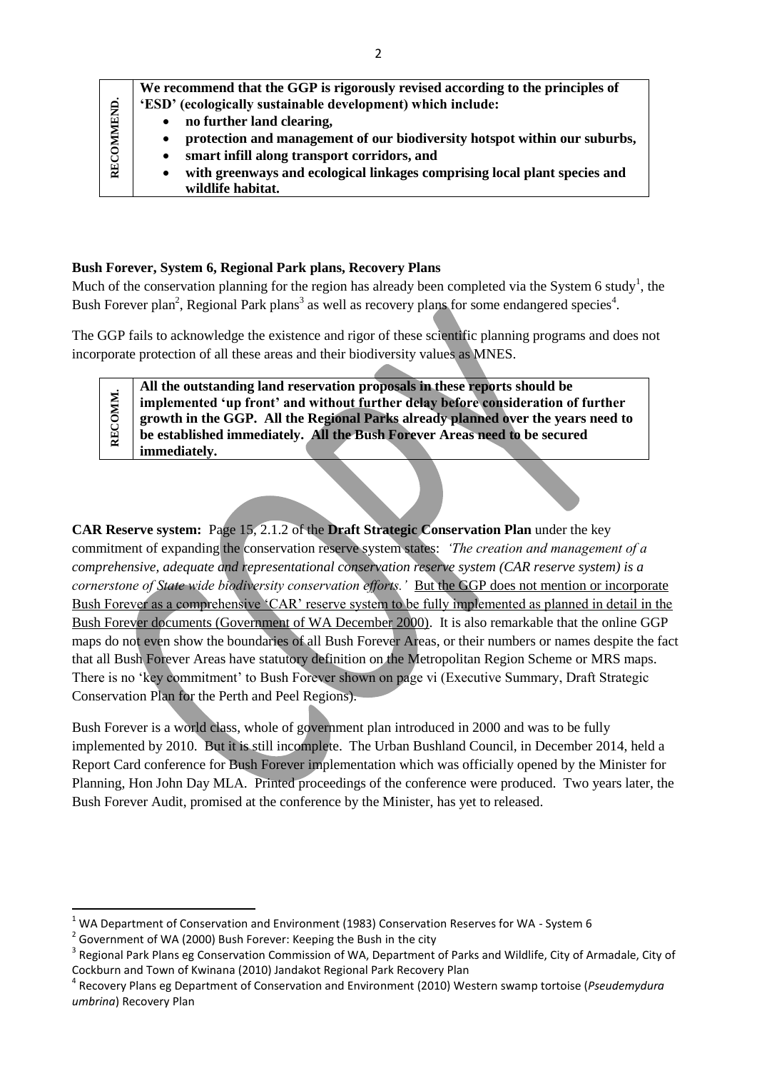| RECOMMEND. | **We recommend that the GGP is rigorously revised according to the principles of 'ESD' (ecologically sustainable development) which include:**<br>• **no further land clearing,**<br>• **protection and management of our biodiversity hotspot within our suburbs,**<br>• **smart infill along transport corridors, and**<br>• **with greenways and ecological linkages comprising local plant species and wildlife habitat.** |
|---|---|

**Bush Forever, System 6, Regional Park plans, Recovery Plans**

Much of the conservation planning for the region has already been completed via the System 6 study[1], the Bush Forever plan[2], Regional Park plans[3] as well as recovery plans for some endangered species[4].

The GGP fails to acknowledge the existence and rigor of these scientific planning programs and does not incorporate protection of all these areas and their biodiversity values as MNES.

| RECOMM. | **All the outstanding land reservation proposals in these reports should be implemented 'up front' and without further delay before consideration of further growth in the GGP. All the Regional Parks already planned over the years need to be established immediately. All the Bush Forever Areas need to be secured immediately.** |
|---|---|

**CAR Reserve system:** Page 15, 2.1.2 of the **Draft Strategic Conservation Plan** under the key commitment of expanding the conservation reserve system states: *'The creation and management of a comprehensive, adequate and representational conservation reserve system (CAR reserve system) is a cornerstone of State wide biodiversity conservation efforts.'* <u>But the GGP does not mention or incorporate Bush Forever as a comprehensive 'CAR' reserve system to be fully implemented as planned in detail in the Bush Forever documents (Government of WA December 2000)</u>. It is also remarkable that the online GGP maps do not even show the boundaries of all Bush Forever Areas, or their numbers or names despite the fact that all Bush Forever Areas have statutory definition on the Metropolitan Region Scheme or MRS maps. There is no 'key commitment' to Bush Forever shown on page vi (Executive Summary, Draft Strategic Conservation Plan for the Perth and Peel Regions).

Bush Forever is a world class, whole of government plan introduced in 2000 and was to be fully implemented by 2010. But it is still incomplete. The Urban Bushland Council, in December 2014, held a Report Card conference for Bush Forever implementation which was officially opened by the Minister for Planning, Hon John Day MLA. Printed proceedings of the conference were produced. Two years later, the Bush Forever Audit, promised at the conference by the Minister, has yet to released.

---

[1] WA Department of Conservation and Environment (1983) Conservation Reserves for WA - System 6

[2] Government of WA (2000) Bush Forever: Keeping the Bush in the city

[3] Regional Park Plans eg Conservation Commission of WA, Department of Parks and Wildlife, City of Armadale, City of Cockburn and Town of Kwinana (2010) Jandakot Regional Park Recovery Plan

[4] Recovery Plans eg Department of Conservation and Environment (2010) Western swamp tortoise (*Pseudemydura umbrina*) Recovery Plan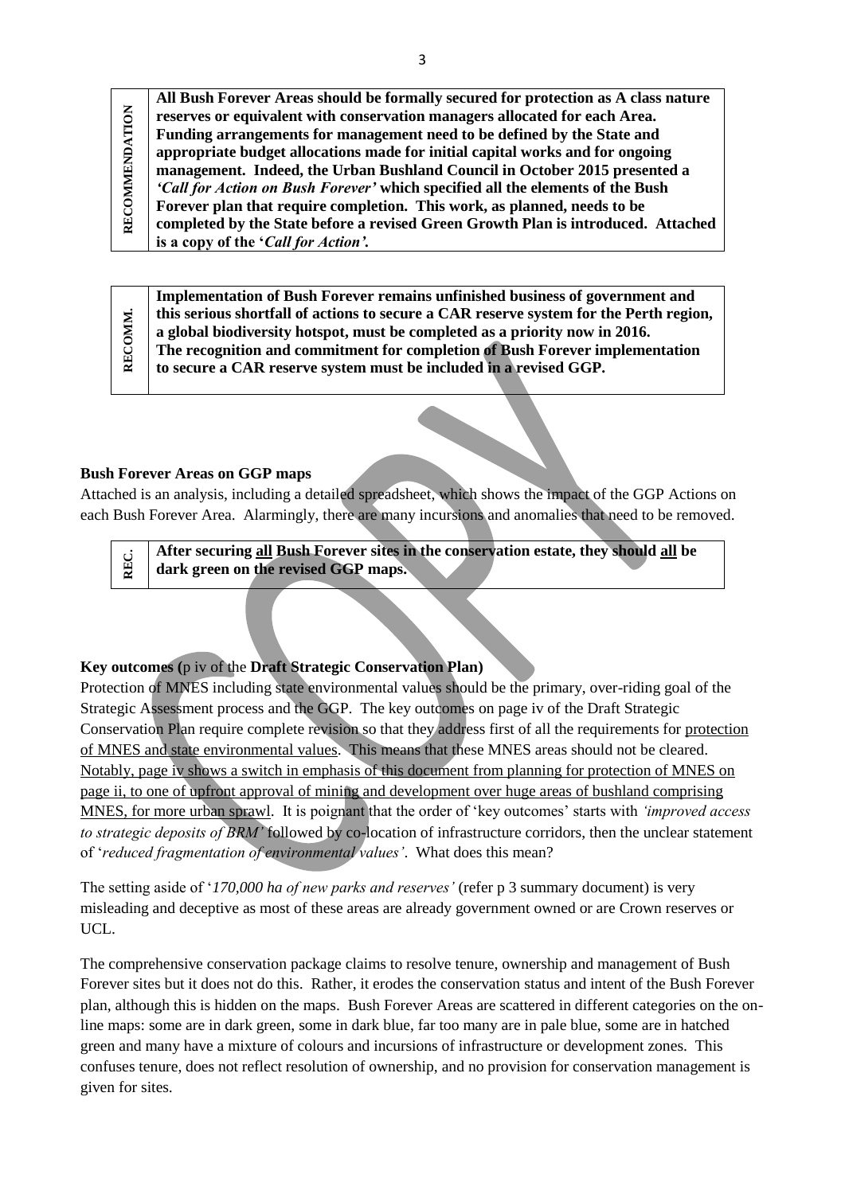| RECOMMENDATION | **All Bush Forever Areas should be formally secured for protection as A class nature reserves or equivalent with conservation managers allocated for each Area. Funding arrangements for management need to be defined by the State and appropriate budget allocations made for initial capital works and for ongoing management. Indeed, the Urban Bushland Council in October 2015 presented a *'Call for Action on Bush Forever'* which specified all the elements of the Bush Forever plan that require completion. This work, as planned, needs to be completed by the State before a revised Green Growth Plan is introduced. Attached is a copy of the '*Call for Action'.*** |
|---|---|

| RECOMM. | **Implementation of Bush Forever remains unfinished business of government and this serious shortfall of actions to secure a CAR reserve system for the Perth region, a global biodiversity hotspot, must be completed as a priority now in 2016. The recognition and commitment for completion of Bush Forever implementation to secure a CAR reserve system must be included in a revised GGP.** |
|---|---|

**Bush Forever Areas on GGP maps**

Attached is an analysis, including a detailed spreadsheet, which shows the impact of the GGP Actions on each Bush Forever Area. Alarmingly, there are many incursions and anomalies that need to be removed.

| REC. | **After securing <u>all</u> Bush Forever sites in the conservation estate, they should <u>all</u> be dark green on the revised GGP maps.** |
|---|---|

**Key outcomes (**p iv of the **Draft Strategic Conservation Plan)**

Protection of MNES including state environmental values should be the primary, over-riding goal of the Strategic Assessment process and the GGP. The key outcomes on page iv of the Draft Strategic Conservation Plan require complete revision so that they address first of all the requirements for <u>protection of MNES and state environmental values</u>. This means that these MNES areas should not be cleared. <u>Notably, page iv shows a switch in emphasis of this document from planning for protection of MNES on page ii, to one of upfront approval of mining and development over huge areas of bushland comprising MNES, for more urban sprawl</u>. It is poignant that the order of 'key outcomes' starts with *'improved access to strategic deposits of BRM'* followed by co-location of infrastructure corridors, then the unclear statement of '*reduced fragmentation of environmental values'*. What does this mean?

The setting aside of '*170,000 ha of new parks and reserves'* (refer p 3 summary document) is very misleading and deceptive as most of these areas are already government owned or are Crown reserves or UCL.

The comprehensive conservation package claims to resolve tenure, ownership and management of Bush Forever sites but it does not do this. Rather, it erodes the conservation status and intent of the Bush Forever plan, although this is hidden on the maps. Bush Forever Areas are scattered in different categories on the on-line maps: some are in dark green, some in dark blue, far too many are in pale blue, some are in hatched green and many have a mixture of colours and incursions of infrastructure or development zones. This confuses tenure, does not reflect resolution of ownership, and no provision for conservation management is given for sites.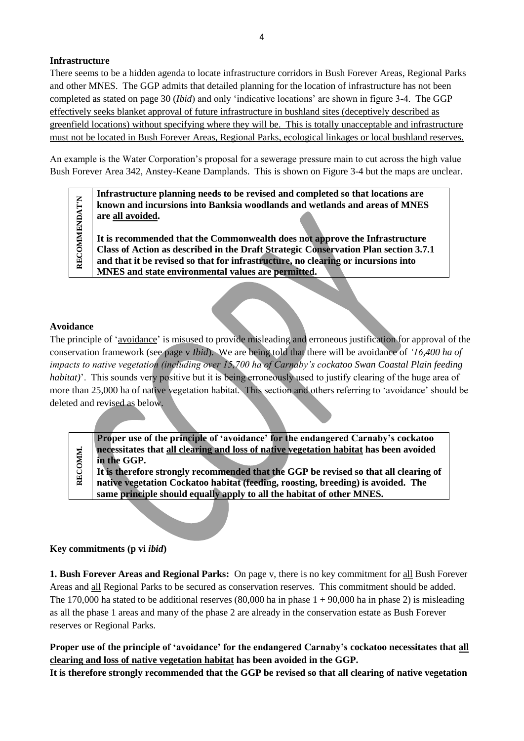**Infrastructure**

There seems to be a hidden agenda to locate infrastructure corridors in Bush Forever Areas, Regional Parks and other MNES. The GGP admits that detailed planning for the location of infrastructure has not been completed as stated on page 30 (*Ibid*) and only 'indicative locations' are shown in figure 3-4. <u>The GGP effectively seeks blanket approval of future infrastructure in bushland sites (deceptively described as greenfield locations) without specifying where they will be. This is totally unacceptable and infrastructure must not be located in Bush Forever Areas, Regional Parks, ecological linkages or local bushland reserves.</u>

An example is the Water Corporation's proposal for a sewerage pressure main to cut across the high value Bush Forever Area 342, Anstey-Keane Damplands. This is shown on Figure 3-4 but the maps are unclear.

| RECOMMENDAT'N | **Infrastructure planning needs to be revised and completed so that locations are known and incursions into Banksia woodlands and wetlands and areas of MNES are <u>all avoided</u>.**<br><br>**It is recommended that the Commonwealth does not approve the Infrastructure Class of Action as described in the Draft Strategic Conservation Plan section 3.7.1 and that it be revised so that for infrastructure, no clearing or incursions into MNES and state environmental values are permitted.** |
|---|---|

**Avoidance**

The principle of '<u>avoidance</u>' is misused to provide misleading and erroneous justification for approval of the conservation framework (see page v *Ibid*). We are being told that there will be avoidance of *'16,400 ha of impacts to native vegetation (including over 15,700 ha of Carnaby's cockatoo Swan Coastal Plain feeding habitat)*'. This sounds very positive but it is being erroneously used to justify clearing of the huge area of more than 25,000 ha of native vegetation habitat. This section and others referring to 'avoidance' should be deleted and revised as below.

| RECOMM. | **Proper use of the principle of 'avoidance' for the endangered Carnaby's cockatoo necessitates that <u>all clearing and loss of native vegetation habitat</u> has been avoided in the GGP.**<br>**It is therefore strongly recommended that the GGP be revised so that all clearing of native vegetation Cockatoo habitat (feeding, roosting, breeding) is avoided. The same principle should equally apply to all the habitat of other MNES.** |
|---|---|

**Key commitments (p vi *ibid*)**

**1. Bush Forever Areas and Regional Parks:** On page v, there is no key commitment for <u>all</u> Bush Forever Areas and <u>all</u> Regional Parks to be secured as conservation reserves. This commitment should be added. The 170,000 ha stated to be additional reserves (80,000 ha in phase 1 + 90,000 ha in phase 2) is misleading as all the phase 1 areas and many of the phase 2 are already in the conservation estate as Bush Forever reserves or Regional Parks.

**Proper use of the principle of 'avoidance' for the endangered Carnaby's cockatoo necessitates that <u>all clearing and loss of native vegetation habitat</u> has been avoided in the GGP.**
**It is therefore strongly recommended that the GGP be revised so that all clearing of native vegetation**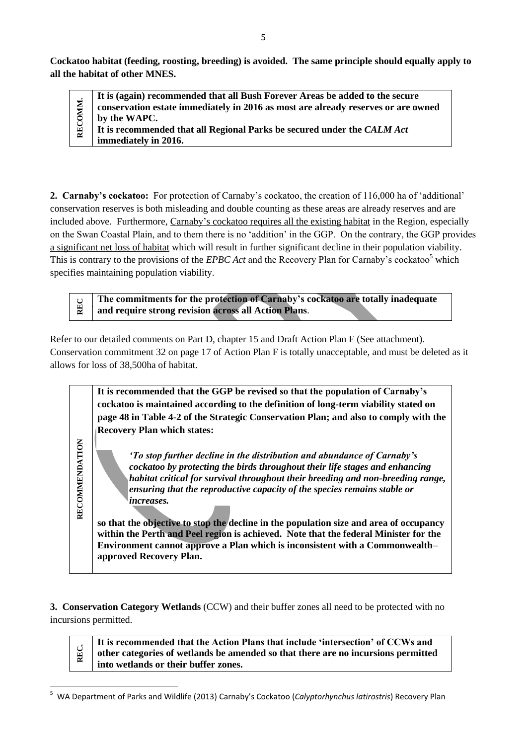**Cockatoo habitat (feeding, roosting, breeding) is avoided. The same principle should equally apply to all the habitat of other MNES.**

| RECOMM. | **It is (again) recommended that all Bush Forever Areas be added to the secure conservation estate immediately in 2016 as most are already reserves or are owned by the WAPC.** **It is recommended that all Regional Parks be secured under the *CALM Act* immediately in 2016.** |
|---|---|

**2. Carnaby's cockatoo:** For protection of Carnaby's cockatoo, the creation of 116,000 ha of 'additional' conservation reserves is both misleading and double counting as these areas are already reserves and are included above. Furthermore, <u>Carnaby's cockatoo requires all the existing habitat</u> in the Region, especially on the Swan Coastal Plain, and to them there is no 'addition' in the GGP. On the contrary, the GGP provides <u>a significant net loss of habitat</u> which will result in further significant decline in their population viability. This is contrary to the provisions of the *EPBC Act* and the Recovery Plan for Carnaby's cockatoo[5] which specifies maintaining population viability.

| REC | **The commitments for the protection of Carnaby's cockatoo are totally inadequate and require strong revision across all Action Plans**. |
|---|---|

Refer to our detailed comments on Part D, chapter 15 and Draft Action Plan F (See attachment). Conservation commitment 32 on page 17 of Action Plan F is totally unacceptable, and must be deleted as it allows for loss of 38,500ha of habitat.

| RECOMMENDATION | **It is recommended that the GGP be revised so that the population of Carnaby's cockatoo is maintained according to the definition of long-term viability stated on page 48 in Table 4-2 of the Strategic Conservation Plan; and also to comply with the Recovery Plan which states:** ***'To stop further decline in the distribution and abundance of Carnaby's cockatoo by protecting the birds throughout their life stages and enhancing habitat critical for survival throughout their breeding and non-breeding range, ensuring that the reproductive capacity of the species remains stable or increases.*** **so that the objective to stop the decline in the population size and area of occupancy within the Perth and Peel region is achieved. Note that the federal Minister for the Environment cannot approve a Plan which is inconsistent with a Commonwealth–approved Recovery Plan.** |
|---|---|

**3. Conservation Category Wetlands** (CCW) and their buffer zones all need to be protected with no incursions permitted.

| REC. | **It is recommended that the Action Plans that include 'intersection' of CCWs and other categories of wetlands be amended so that there are no incursions permitted into wetlands or their buffer zones.** |
|---|---|

---

[5] WA Department of Parks and Wildlife (2013) Carnaby's Cockatoo (*Calyptorhynchus latirostris*) Recovery Plan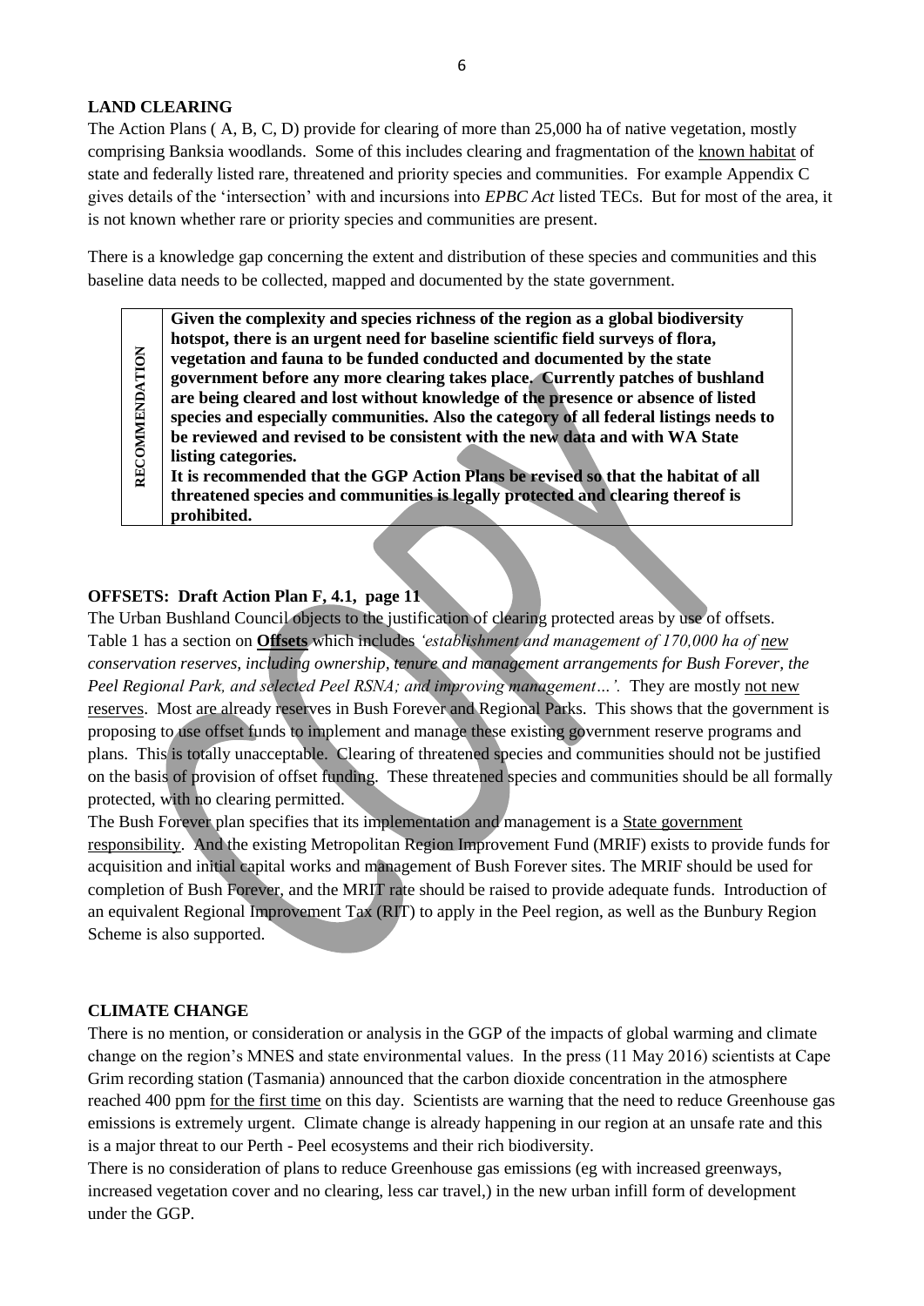**LAND CLEARING**

The Action Plans ( A, B, C, D) provide for clearing of more than 25,000 ha of native vegetation, mostly comprising Banksia woodlands. Some of this includes clearing and fragmentation of the known habitat of state and federally listed rare, threatened and priority species and communities. For example Appendix C gives details of the 'intersection' with and incursions into *EPBC Act* listed TECs. But for most of the area, it is not known whether rare or priority species and communities are present.

There is a knowledge gap concerning the extent and distribution of these species and communities and this baseline data needs to be collected, mapped and documented by the state government.

| RECOMMENDATION | **Given the complexity and species richness of the region as a global biodiversity hotspot, there is an urgent need for baseline scientific field surveys of flora, vegetation and fauna to be funded conducted and documented by the state government before any more clearing takes place. Currently patches of bushland are being cleared and lost without knowledge of the presence or absence of listed species and especially communities. Also the category of all federal listings needs to be reviewed and revised to be consistent with the new data and with WA State listing categories.** <br> **It is recommended that the GGP Action Plans be revised so that the habitat of all threatened species and communities is legally protected and clearing thereof is prohibited.** |
|---|---|

**OFFSETS: Draft Action Plan F, 4.1, page 11**

The Urban Bushland Council objects to the justification of clearing protected areas by use of offsets. Table 1 has a section on **Offsets** which includes *'establishment and management of 170,000 ha of new conservation reserves, including ownership, tenure and management arrangements for Bush Forever, the Peel Regional Park, and selected Peel RSNA; and improving management…'.* They are mostly not new reserves. Most are already reserves in Bush Forever and Regional Parks. This shows that the government is proposing to use offset funds to implement and manage these existing government reserve programs and plans. This is totally unacceptable. Clearing of threatened species and communities should not be justified on the basis of provision of offset funding. These threatened species and communities should be all formally protected, with no clearing permitted.

The Bush Forever plan specifies that its implementation and management is a State government responsibility. And the existing Metropolitan Region Improvement Fund (MRIF) exists to provide funds for acquisition and initial capital works and management of Bush Forever sites. The MRIF should be used for completion of Bush Forever, and the MRIT rate should be raised to provide adequate funds. Introduction of an equivalent Regional Improvement Tax (RIT) to apply in the Peel region, as well as the Bunbury Region Scheme is also supported.

**CLIMATE CHANGE**

There is no mention, or consideration or analysis in the GGP of the impacts of global warming and climate change on the region's MNES and state environmental values. In the press (11 May 2016) scientists at Cape Grim recording station (Tasmania) announced that the carbon dioxide concentration in the atmosphere reached 400 ppm for the first time on this day. Scientists are warning that the need to reduce Greenhouse gas emissions is extremely urgent. Climate change is already happening in our region at an unsafe rate and this is a major threat to our Perth - Peel ecosystems and their rich biodiversity.

There is no consideration of plans to reduce Greenhouse gas emissions (eg with increased greenways, increased vegetation cover and no clearing, less car travel,) in the new urban infill form of development under the GGP.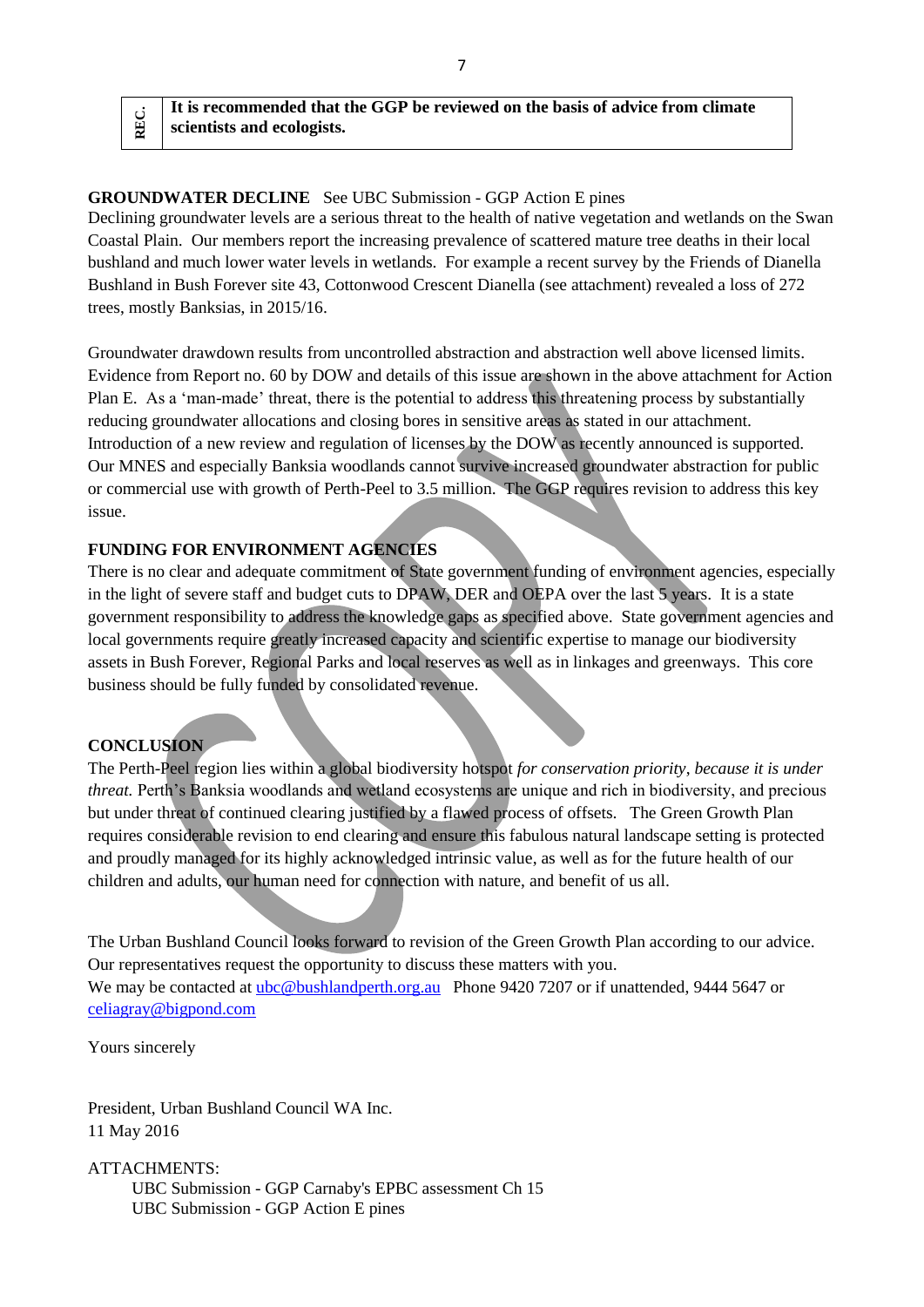| REC. | **It is recommended that the GGP be reviewed on the basis of advice from climate scientists and ecologists.** |
|---|---|

**GROUNDWATER DECLINE** See UBC Submission - GGP Action E pines

Declining groundwater levels are a serious threat to the health of native vegetation and wetlands on the Swan Coastal Plain. Our members report the increasing prevalence of scattered mature tree deaths in their local bushland and much lower water levels in wetlands. For example a recent survey by the Friends of Dianella Bushland in Bush Forever site 43, Cottonwood Crescent Dianella (see attachment) revealed a loss of 272 trees, mostly Banksias, in 2015/16.

Groundwater drawdown results from uncontrolled abstraction and abstraction well above licensed limits. Evidence from Report no. 60 by DOW and details of this issue are shown in the above attachment for Action Plan E. As a 'man-made' threat, there is the potential to address this threatening process by substantially reducing groundwater allocations and closing bores in sensitive areas as stated in our attachment. Introduction of a new review and regulation of licenses by the DOW as recently announced is supported. Our MNES and especially Banksia woodlands cannot survive increased groundwater abstraction for public or commercial use with growth of Perth-Peel to 3.5 million. The GGP requires revision to address this key issue.

**FUNDING FOR ENVIRONMENT AGENCIES**

There is no clear and adequate commitment of State government funding of environment agencies, especially in the light of severe staff and budget cuts to DPAW, DER and OEPA over the last 5 years. It is a state government responsibility to address the knowledge gaps as specified above. State government agencies and local governments require greatly increased capacity and scientific expertise to manage our biodiversity assets in Bush Forever, Regional Parks and local reserves as well as in linkages and greenways. This core business should be fully funded by consolidated revenue.

**CONCLUSION**

The Perth-Peel region lies within a global biodiversity hotspot *for conservation priority, because it is under threat.* Perth's Banksia woodlands and wetland ecosystems are unique and rich in biodiversity, and precious but under threat of continued clearing justified by a flawed process of offsets. The Green Growth Plan requires considerable revision to end clearing and ensure this fabulous natural landscape setting is protected and proudly managed for its highly acknowledged intrinsic value, as well as for the future health of our children and adults, our human need for connection with nature, and benefit of us all.

The Urban Bushland Council looks forward to revision of the Green Growth Plan according to our advice. Our representatives request the opportunity to discuss these matters with you.
We may be contacted at ubc@bushlandperth.org.au Phone 9420 7207 or if unattended, 9444 5647 or celiagray@bigpond.com

Yours sincerely

President, Urban Bushland Council WA Inc.
11 May 2016

ATTACHMENTS:

- UBC Submission - GGP Carnaby's EPBC assessment Ch 15
- UBC Submission - GGP Action E pines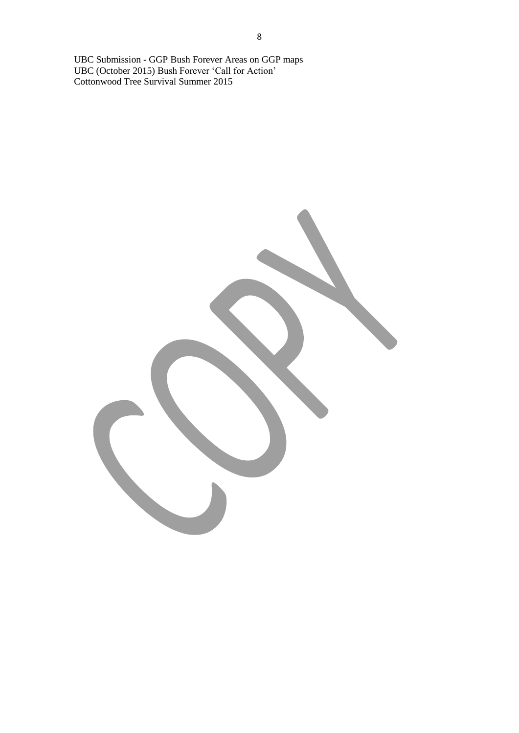UBC Submission - GGP Bush Forever Areas on GGP maps
UBC (October 2015) Bush Forever 'Call for Action'
Cottonwood Tree Survival Summer 2015